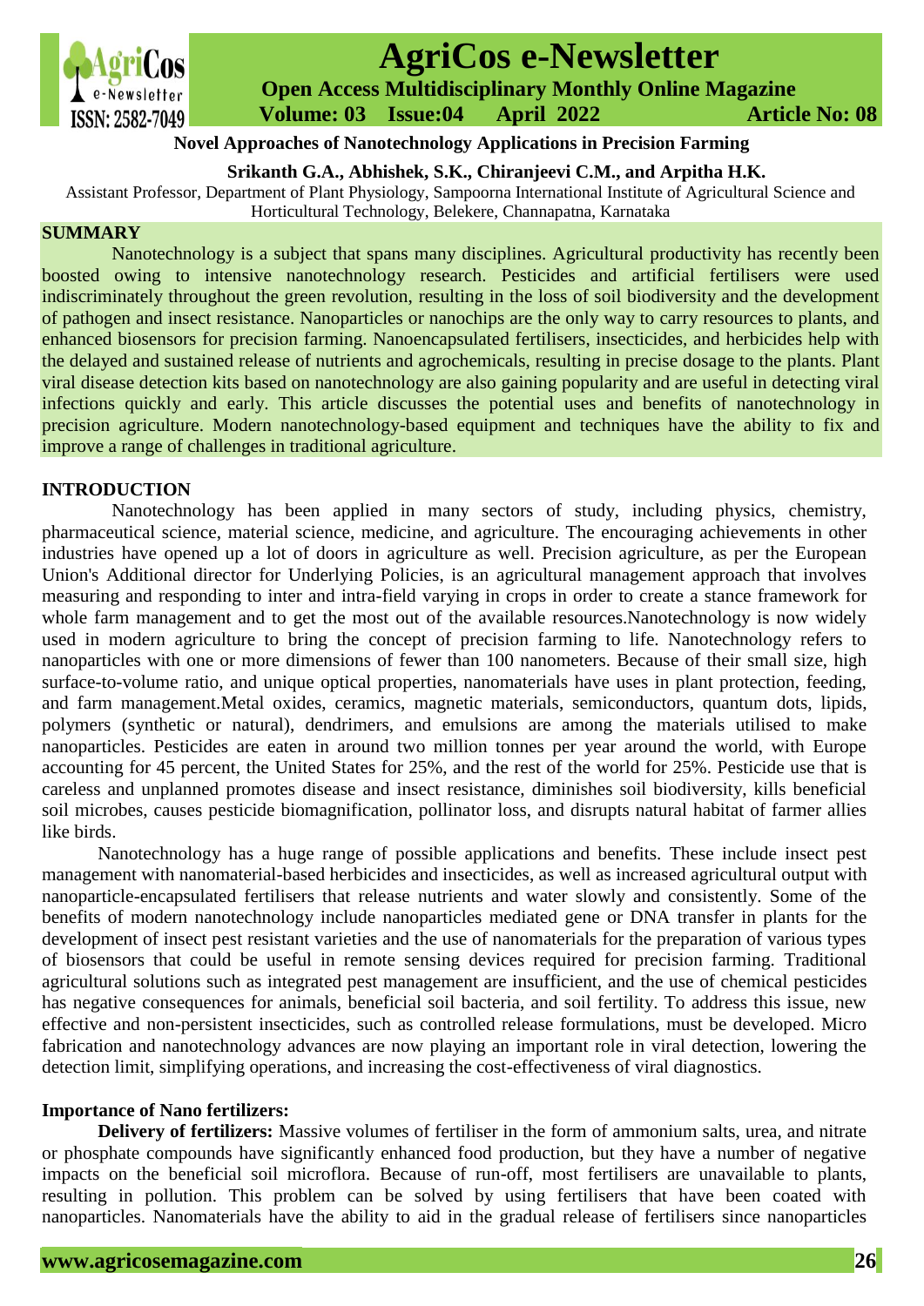# Novel Approaches of Nanotechnology Applications in Precision Farming

**Srikanth G.A., Abhishek, S.K., Chiranjeevi C.M., and Arpitha H.K.**

Assistant Professor, Department of Plant Physiology, Sampoorna International Institute of Agricultural Science and Horticultural Technology, Belekere, Channapatna, Karnataka

## SUMMARY

Nanotechnology is a subject that spans many disciplines. Agricultural productivity has recently been boosted owing to intensive nanotechnology research. Pesticides and artificial fertilisers were used indiscriminately throughout the green revolution, resulting in the loss of soil biodiversity and the development of pathogen and insect resistance. Nanoparticles or nanochips are the only way to carry resources to plants, and enhanced biosensors for precision farming. Nanoencapsulated fertilisers, insecticides, and herbicides help with the delayed and sustained release of nutrients and agrochemicals, resulting in precise dosage to the plants. Plant viral disease detection kits based on nanotechnology are also gaining popularity and are useful in detecting viral infections quickly and early. This article discusses the potential uses and benefits of nanotechnology in precision agriculture. Modern nanotechnology-based equipment and techniques have the ability to fix and improve a range of challenges in traditional agriculture.

## INTRODUCTION

Nanotechnology has been applied in many sectors of study, including physics, chemistry, pharmaceutical science, material science, medicine, and agriculture. The encouraging achievements in other industries have opened up a lot of doors in agriculture as well. Precision agriculture, as per the European Union's Additional director for Underlying Policies, is an agricultural management approach that involves measuring and responding to inter and intra-field varying in crops in order to create a stance framework for whole farm management and to get the most out of the available resources.Nanotechnology is now widely used in modern agriculture to bring the concept of precision farming to life. Nanotechnology refers to nanoparticles with one or more dimensions of fewer than 100 nanometers. Because of their small size, high surface-to-volume ratio, and unique optical properties, nanomaterials have uses in plant protection, feeding, and farm management.Metal oxides, ceramics, magnetic materials, semiconductors, quantum dots, lipids, polymers (synthetic or natural), dendrimers, and emulsions are among the materials utilised to make nanoparticles. Pesticides are eaten in around two million tonnes per year around the world, with Europe accounting for 45 percent, the United States for 25%, and the rest of the world for 25%. Pesticide use that is careless and unplanned promotes disease and insect resistance, diminishes soil biodiversity, kills beneficial soil microbes, causes pesticide biomagnification, pollinator loss, and disrupts natural habitat of farmer allies like birds.

Nanotechnology has a huge range of possible applications and benefits. These include insect pest management with nanomaterial-based herbicides and insecticides, as well as increased agricultural output with nanoparticle-encapsulated fertilisers that release nutrients and water slowly and consistently. Some of the benefits of modern nanotechnology include nanoparticles mediated gene or DNA transfer in plants for the development of insect pest resistant varieties and the use of nanomaterials for the preparation of various types of biosensors that could be useful in remote sensing devices required for precision farming. Traditional agricultural solutions such as integrated pest management are insufficient, and the use of chemical pesticides has negative consequences for animals, beneficial soil bacteria, and soil fertility. To address this issue, new effective and non-persistent insecticides, such as controlled release formulations, must be developed. Micro fabrication and nanotechnology advances are now playing an important role in viral detection, lowering the detection limit, simplifying operations, and increasing the cost-effectiveness of viral diagnostics.

### Importance of Nano fertilizers:

**Delivery of fertilizers:** Massive volumes of fertiliser in the form of ammonium salts, urea, and nitrate or phosphate compounds have significantly enhanced food production, but they have a number of negative impacts on the beneficial soil microflora. Because of run-off, most fertilisers are unavailable to plants, resulting in pollution. This problem can be solved by using fertilisers that have been coated with nanoparticles. Nanomaterials have the ability to aid in the gradual release of fertilisers since nanoparticles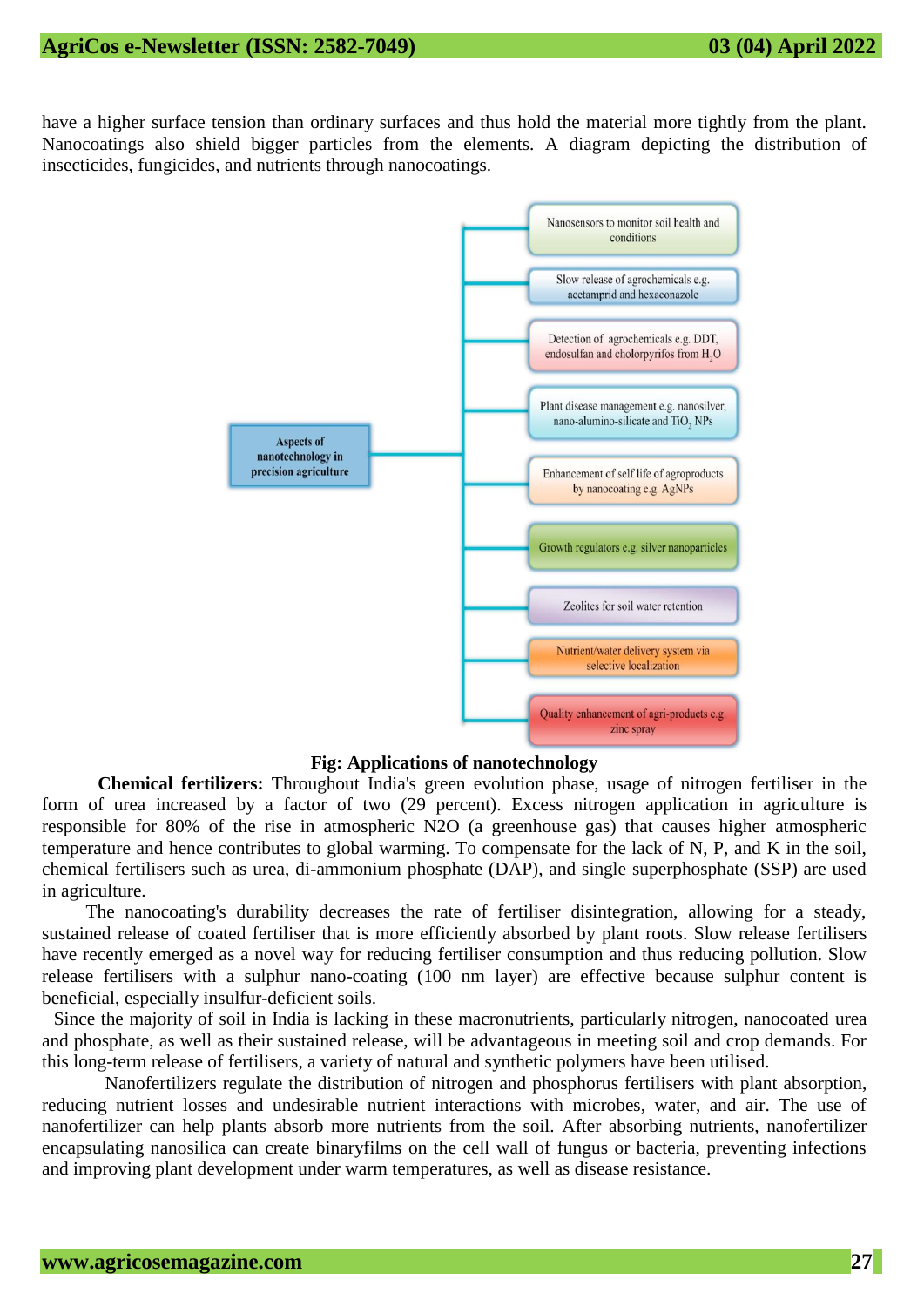have a higher surface tension than ordinary surfaces and thus hold the material more tightly from the plant. Nanocoatings also shield bigger particles from the elements. A diagram depicting the distribution of insecticides, fungicides, and nutrients through nanocoatings.

- Aspects of nanotechnology in precision agriculture
  - Nanosensors to monitor soil health and conditions
  - Slow release of agrochemicals e.g. acetamprid and hexaconazole
  - Detection of agrochemicals e.g. DDT, endosulfan and cholorpyrifos from $H_2O$
  - Plant disease management e.g. nanosilver, nano-alumino-silicate and $TiO_2$ NPs
  - Enhancement of self life of agroproducts by nanocoating e.g. AgNPs
  - Growth regulators e.g. silver nanoparticles
  - Zeolites for soil water retention
  - Nutrient/water delivery system via selective localization
  - Quality enhancement of agri-products e.g. zinc spray

**Fig: Applications of nanotechnology**

**Chemical fertilizers:** Throughout India's green evolution phase, usage of nitrogen fertiliser in the form of urea increased by a factor of two (29 percent). Excess nitrogen application in agriculture is responsible for 80% of the rise in atmospheric N2O (a greenhouse gas) that causes higher atmospheric temperature and hence contributes to global warming. To compensate for the lack of N, P, and K in the soil, chemical fertilisers such as urea, di-ammonium phosphate (DAP), and single superphosphate (SSP) are used in agriculture.

The nanocoating's durability decreases the rate of fertiliser disintegration, allowing for a steady, sustained release of coated fertiliser that is more efficiently absorbed by plant roots. Slow release fertilisers have recently emerged as a novel way for reducing fertiliser consumption and thus reducing pollution. Slow release fertilisers with a sulphur nano-coating (100 nm layer) are effective because sulphur content is beneficial, especially insulfur-deficient soils.

Since the majority of soil in India is lacking in these macronutrients, particularly nitrogen, nanocoated urea and phosphate, as well as their sustained release, will be advantageous in meeting soil and crop demands. For this long-term release of fertilisers, a variety of natural and synthetic polymers have been utilised.

Nanofertilizers regulate the distribution of nitrogen and phosphorus fertilisers with plant absorption, reducing nutrient losses and undesirable nutrient interactions with microbes, water, and air. The use of nanofertilizer can help plants absorb more nutrients from the soil. After absorbing nutrients, nanofertilizer encapsulating nanosilica can create binaryfilms on the cell wall of fungus or bacteria, preventing infections and improving plant development under warm temperatures, as well as disease resistance.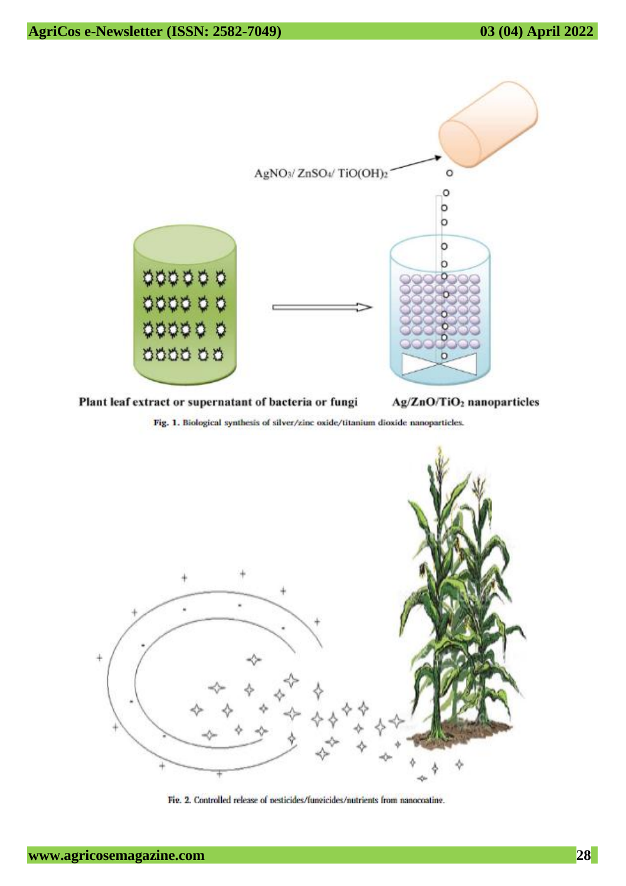Fig. 1. Biological synthesis of silver/zinc oxide/titanium dioxide nanoparticles.

Fig. 2. Controlled release of pesticides/fungicides/nutrients from nanocoating.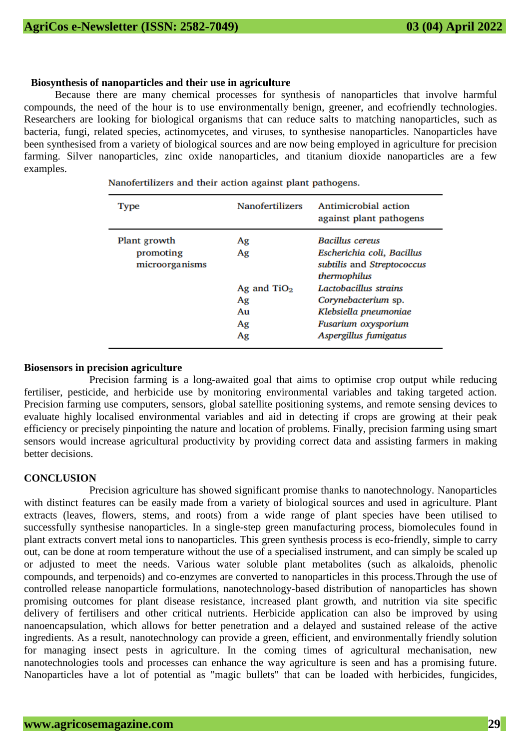### Biosynthesis of nanoparticles and their use in agriculture

Because there are many chemical processes for synthesis of nanoparticles that involve harmful compounds, the need of the hour is to use environmentally benign, greener, and ecofriendly technologies. Researchers are looking for biological organisms that can reduce salts to matching nanoparticles, such as bacteria, fungi, related species, actinomycetes, and viruses, to synthesise nanoparticles. Nanoparticles have been synthesised from a variety of biological sources and are now being employed in agriculture for precision farming. Silver nanoparticles, zinc oxide nanoparticles, and titanium dioxide nanoparticles are a few examples.

Nanofertilizers and their action against plant pathogens.

| Type | Nanofertilizers | Antimicrobial action against plant pathogens |
|---|---|---|
| Plant growth promoting microorganisms | Ag | *Bacillus cereus* |
| | Ag | *Escherichia coli, Bacillus subtilis* and *Streptococcus thermophilus* |
| | Ag and $TiO_2$ | *Lactobacillus strains* |
| | Ag | *Corynebacterium* sp. |
| | Au | *Klebsiella pneumoniae* |
| | Ag | *Fusarium oxysporium* |
| | Ag | *Aspergillus fumigatus* |

### Biosensors in precision agriculture

Precision farming is a long-awaited goal that aims to optimise crop output while reducing fertiliser, pesticide, and herbicide use by monitoring environmental variables and taking targeted action. Precision farming use computers, sensors, global satellite positioning systems, and remote sensing devices to evaluate highly localised environmental variables and aid in detecting if crops are growing at their peak efficiency or precisely pinpointing the nature and location of problems. Finally, precision farming using smart sensors would increase agricultural productivity by providing correct data and assisting farmers in making better decisions.

### CONCLUSION

Precision agriculture has showed significant promise thanks to nanotechnology. Nanoparticles with distinct features can be easily made from a variety of biological sources and used in agriculture. Plant extracts (leaves, flowers, stems, and roots) from a wide range of plant species have been utilised to successfully synthesise nanoparticles. In a single-step green manufacturing process, biomolecules found in plant extracts convert metal ions to nanoparticles. This green synthesis process is eco-friendly, simple to carry out, can be done at room temperature without the use of a specialised instrument, and can simply be scaled up or adjusted to meet the needs. Various water soluble plant metabolites (such as alkaloids, phenolic compounds, and terpenoids) and co-enzymes are converted to nanoparticles in this process.Through the use of controlled release nanoparticle formulations, nanotechnology-based distribution of nanoparticles has shown promising outcomes for plant disease resistance, increased plant growth, and nutrition via site specific delivery of fertilisers and other critical nutrients. Herbicide application can also be improved by using nanoencapsulation, which allows for better penetration and a delayed and sustained release of the active ingredients. As a result, nanotechnology can provide a green, efficient, and environmentally friendly solution for managing insect pests in agriculture. In the coming times of agricultural mechanisation, new nanotechnologies tools and processes can enhance the way agriculture is seen and has a promising future. Nanoparticles have a lot of potential as "magic bullets" that can be loaded with herbicides, fungicides,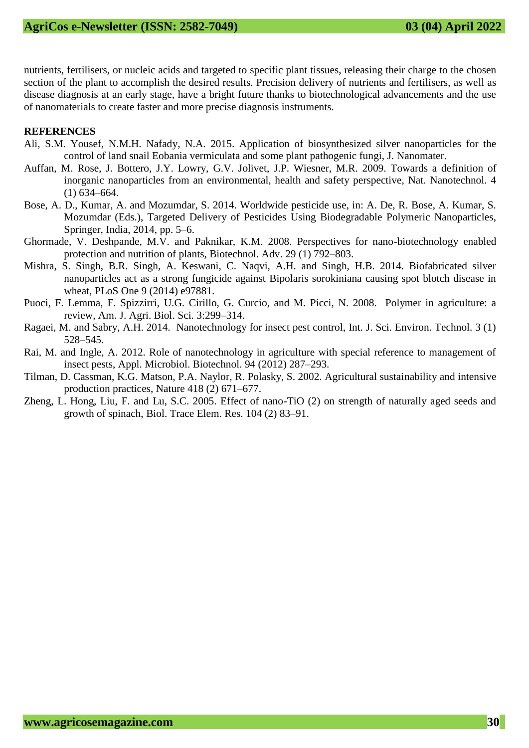nutrients, fertilisers, or nucleic acids and targeted to specific plant tissues, releasing their charge to the chosen section of the plant to accomplish the desired results. Precision delivery of nutrients and fertilisers, as well as disease diagnosis at an early stage, have a bright future thanks to biotechnological advancements and the use of nanomaterials to create faster and more precise diagnosis instruments.

**REFERENCES**

Ali, S.M. Yousef, N.M.H. Nafady, N.A. 2015. Application of biosynthesized silver nanoparticles for the control of land snail Eobania vermiculata and some plant pathogenic fungi, J. Nanomater.

Auffan, M. Rose, J. Bottero, J.Y. Lowry, G.V. Jolivet, J.P. Wiesner, M.R. 2009. Towards a definition of inorganic nanoparticles from an environmental, health and safety perspective, Nat. Nanotechnol. 4 (1) 634–664.

Bose, A. D., Kumar, A. and Mozumdar, S. 2014. Worldwide pesticide use, in: A. De, R. Bose, A. Kumar, S. Mozumdar (Eds.), Targeted Delivery of Pesticides Using Biodegradable Polymeric Nanoparticles, Springer, India, 2014, pp. 5–6.

Ghormade, V. Deshpande, M.V. and Paknikar, K.M. 2008. Perspectives for nano-biotechnology enabled protection and nutrition of plants, Biotechnol. Adv. 29 (1) 792–803.

Mishra, S. Singh, B.R. Singh, A. Keswani, C. Naqvi, A.H. and Singh, H.B. 2014. Biofabricated silver nanoparticles act as a strong fungicide against Bipolaris sorokiniana causing spot blotch disease in wheat, PLoS One 9 (2014) e97881.

Puoci, F. Lemma, F. Spizzirri, U.G. Cirillo, G. Curcio, and M. Picci, N. 2008. Polymer in agriculture: a review, Am. J. Agri. Biol. Sci. 3:299–314.

Ragaei, M. and Sabry, A.H. 2014. Nanotechnology for insect pest control, Int. J. Sci. Environ. Technol. 3 (1) 528–545.

Rai, M. and Ingle, A. 2012. Role of nanotechnology in agriculture with special reference to management of insect pests, Appl. Microbiol. Biotechnol. 94 (2012) 287–293.

Tilman, D. Cassman, K.G. Matson, P.A. Naylor, R. Polasky, S. 2002. Agricultural sustainability and intensive production practices, Nature 418 (2) 671–677.

Zheng, L. Hong, Liu, F. and Lu, S.C. 2005. Effect of nano-TiO (2) on strength of naturally aged seeds and growth of spinach, Biol. Trace Elem. Res. 104 (2) 83–91.